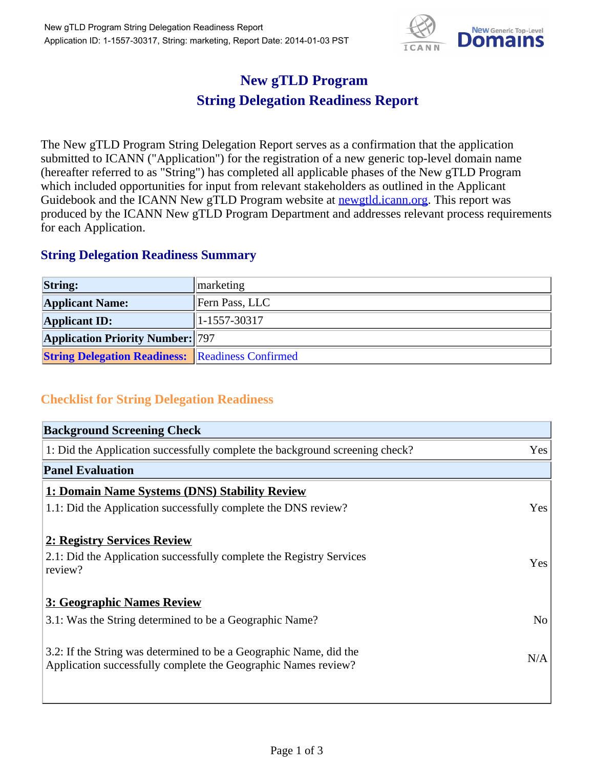# New gTLD Program
# String Delegation Readiness Report

The New gTLD Program String Delegation Report serves as a confirmation that the application submitted to ICANN ("Application") for the registration of a new generic top-level domain name (hereafter referred to as "String") has completed all applicable phases of the New gTLD Program which included opportunities for input from relevant stakeholders as outlined in the Applicant Guidebook and the ICANN New gTLD Program website at newgtld.icann.org. This report was produced by the ICANN New gTLD Program Department and addresses relevant process requirements for each Application.

## String Delegation Readiness Summary

| | |
|---|---|
| **String:** | marketing |
| **Applicant Name:** | Fern Pass, LLC |
| **Applicant ID:** | 1-1557-30317 |
| **Application Priority Number:** | 797 |
| **String Delegation Readiness:** | Readiness Confirmed |

## Checklist for String Delegation Readiness

| **Background Screening Check** | |
|---|---|
| 1: Did the Application successfully complete the background screening check? | Yes |
| **Panel Evaluation** | |
| **1: Domain Name Systems (DNS) Stability Review** | |
| 1.1: Did the Application successfully complete the DNS review? | Yes |
| **2: Registry Services Review** | |
| 2.1: Did the Application successfully complete the Registry Services review? | Yes |
| **3: Geographic Names Review** | |
| 3.1: Was the String determined to be a Geographic Name? | No |
| 3.2: If the String was determined to be a Geographic Name, did the Application successfully complete the Geographic Names review? | N/A |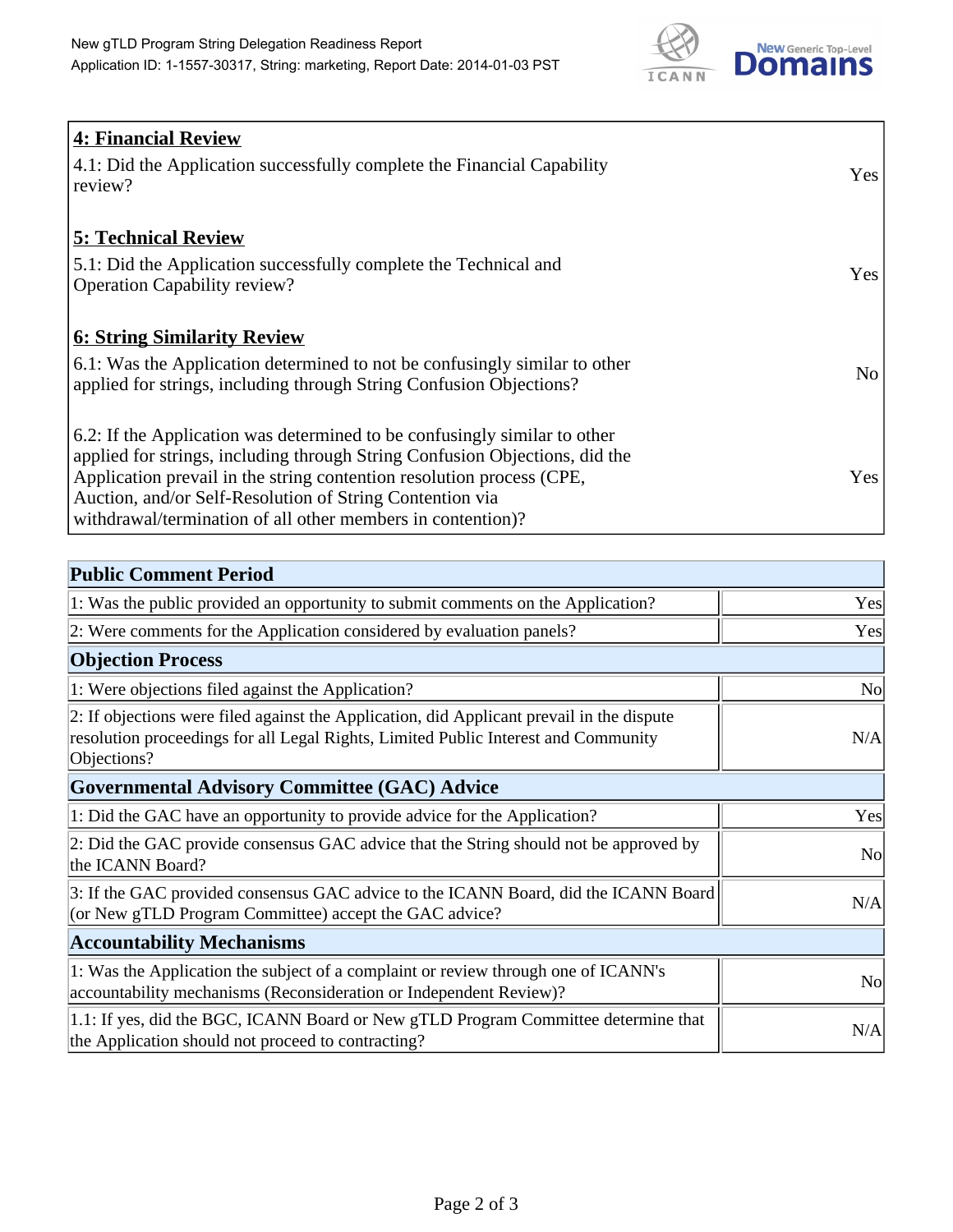## 4: Financial Review

| | |
|---|---|
| 4.1: Did the Application successfully complete the Financial Capability review? | Yes |

## 5: Technical Review

| | |
|---|---|
| 5.1: Did the Application successfully complete the Technical and Operation Capability review? | Yes |

## 6: String Similarity Review

| | |
|---|---|
| 6.1: Was the Application determined to not be confusingly similar to other applied for strings, including through String Confusion Objections? | No |
| 6.2: If the Application was determined to be confusingly similar to other applied for strings, including through String Confusion Objections, did the Application prevail in the string contention resolution process (CPE, Auction, and/or Self-Resolution of String Contention via withdrawal/termination of all other members in contention)? | Yes |

| Public Comment Period | |
|---|---|
| 1: Was the public provided an opportunity to submit comments on the Application? | Yes |
| 2: Were comments for the Application considered by evaluation panels? | Yes |
| **Objection Process** | |
| 1: Were objections filed against the Application? | No |
| 2: If objections were filed against the Application, did Applicant prevail in the dispute resolution proceedings for all Legal Rights, Limited Public Interest and Community Objections? | N/A |
| **Governmental Advisory Committee (GAC) Advice** | |
| 1: Did the GAC have an opportunity to provide advice for the Application? | Yes |
| 2: Did the GAC provide consensus GAC advice that the String should not be approved by the ICANN Board? | No |
| 3: If the GAC provided consensus GAC advice to the ICANN Board, did the ICANN Board (or New gTLD Program Committee) accept the GAC advice? | N/A |
| **Accountability Mechanisms** | |
| 1: Was the Application the subject of a complaint or review through one of ICANN's accountability mechanisms (Reconsideration or Independent Review)? | No |
| 1.1: If yes, did the BGC, ICANN Board or New gTLD Program Committee determine that the Application should not proceed to contracting? | N/A |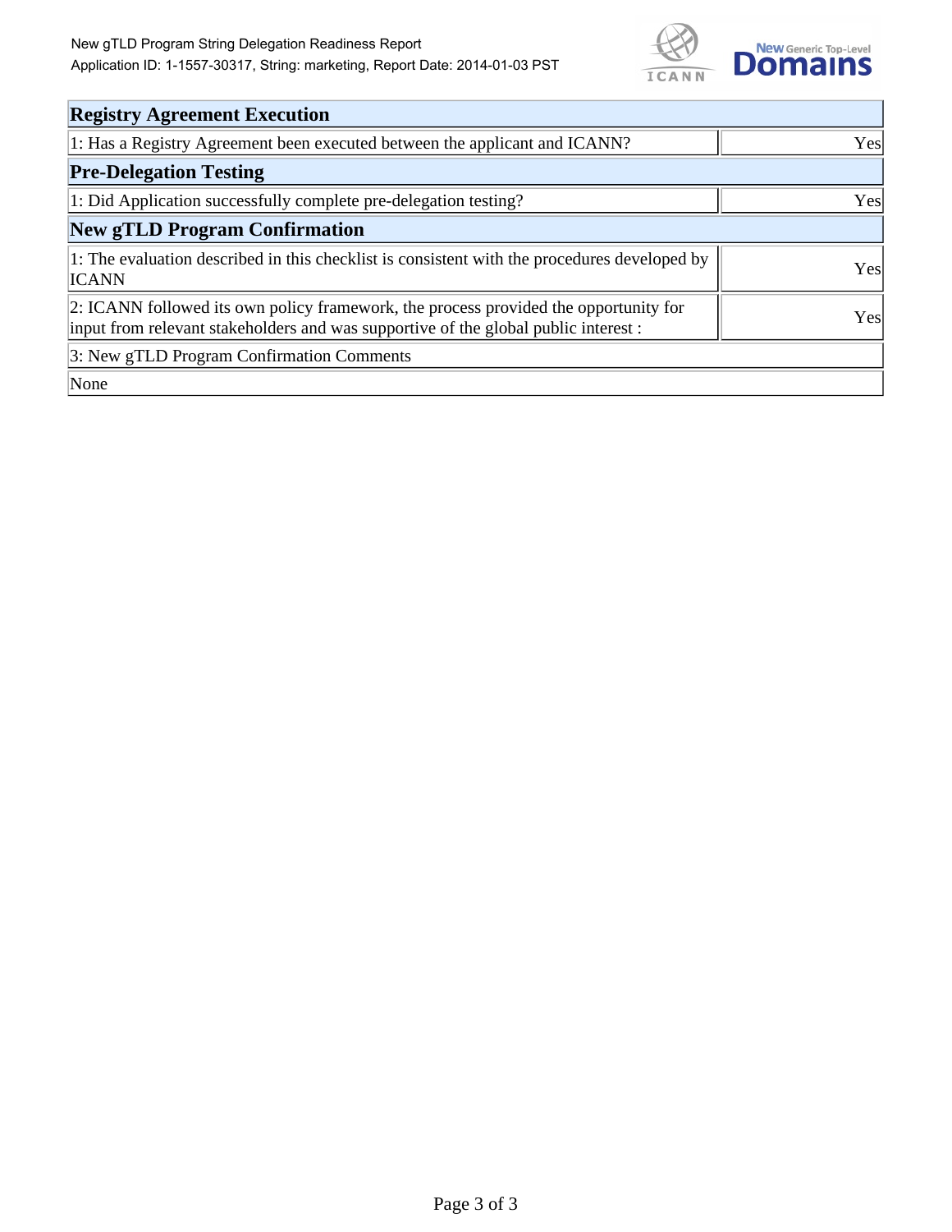| Registry Agreement Execution | |
|---|---|
| 1: Has a Registry Agreement been executed between the applicant and ICANN? | Yes |

| Pre-Delegation Testing | |
|---|---|
| 1: Did Application successfully complete pre-delegation testing? | Yes |

| New gTLD Program Confirmation | |
|---|---|
| 1: The evaluation described in this checklist is consistent with the procedures developed by ICANN | Yes |
| 2: ICANN followed its own policy framework, the process provided the opportunity for input from relevant stakeholders and was supportive of the global public interest : | Yes |
| 3: New gTLD Program Confirmation Comments | |
| None | |